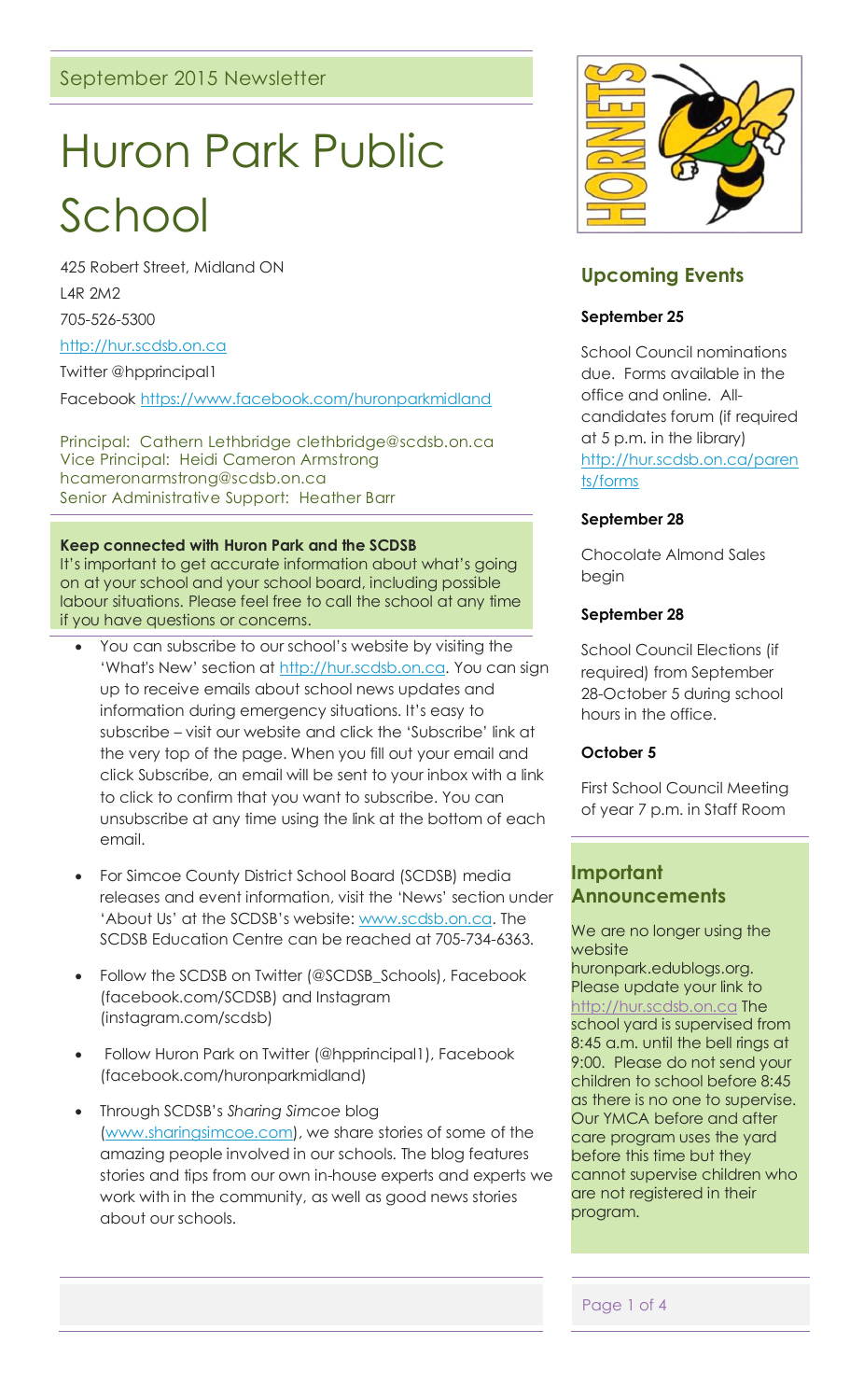September 2015 Newsletter

# Huron Park Public School

425 Robert Street, Midland ON

L4R 2M2

705-526-5300

http://hur.scdsb.on.ca

Twitter @hpprincipal1

Facebook https://www.facebook.com/huronparkmidland

Principal: Cathern Lethbridge clethbridge@scdsb.on.ca
Vice Principal: Heidi Cameron Armstrong hcameronarmstrong@scdsb.on.ca
Senior Administrative Support: Heather Barr

**Keep connected with Huron Park and the SCDSB**
It's important to get accurate information about what's going on at your school and your school board, including possible labour situations. Please feel free to call the school at any time if you have questions or concerns.

- You can subscribe to our school's website by visiting the 'What's New' section at http://hur.scdsb.on.ca. You can sign up to receive emails about school news updates and information during emergency situations. It's easy to subscribe – visit our website and click the 'Subscribe' link at the very top of the page. When you fill out your email and click Subscribe, an email will be sent to your inbox with a link to click to confirm that you want to subscribe. You can unsubscribe at any time using the link at the bottom of each email.
- For Simcoe County District School Board (SCDSB) media releases and event information, visit the 'News' section under 'About Us' at the SCDSB's website: www.scdsb.on.ca. The SCDSB Education Centre can be reached at 705-734-6363.
- Follow the SCDSB on Twitter (@SCDSB_Schools), Facebook (facebook.com/SCDSB) and Instagram (instagram.com/scdsb)
- Follow Huron Park on Twitter (@hpprincipal1), Facebook (facebook.com/huronparkmidland)
- Through SCDSB's *Sharing Simcoe* blog (www.sharingsimcoe.com), we share stories of some of the amazing people involved in our schools. The blog features stories and tips from our own in-house experts and experts we work with in the community, as well as good news stories about our schools.

## Upcoming Events

**September 25**

School Council nominations due. Forms available in the office and online. All-candidates forum (if required at 5 p.m. in the library) http://hur.scdsb.on.ca/parents/forms

**September 28**

Chocolate Almond Sales begin

**September 28**

School Council Elections (if required) from September 28-October 5 during school hours in the office.

**October 5**

First School Council Meeting of year 7 p.m. in Staff Room

## Important Announcements

We are no longer using the website huronpark.edublogs.org. Please update your link to http://hur.scdsb.on.ca The school yard is supervised from 8:45 a.m. until the bell rings at 9:00. Please do not send your children to school before 8:45 as there is no one to supervise. Our YMCA before and after care program uses the yard before this time but they cannot supervise children who are not registered in their program.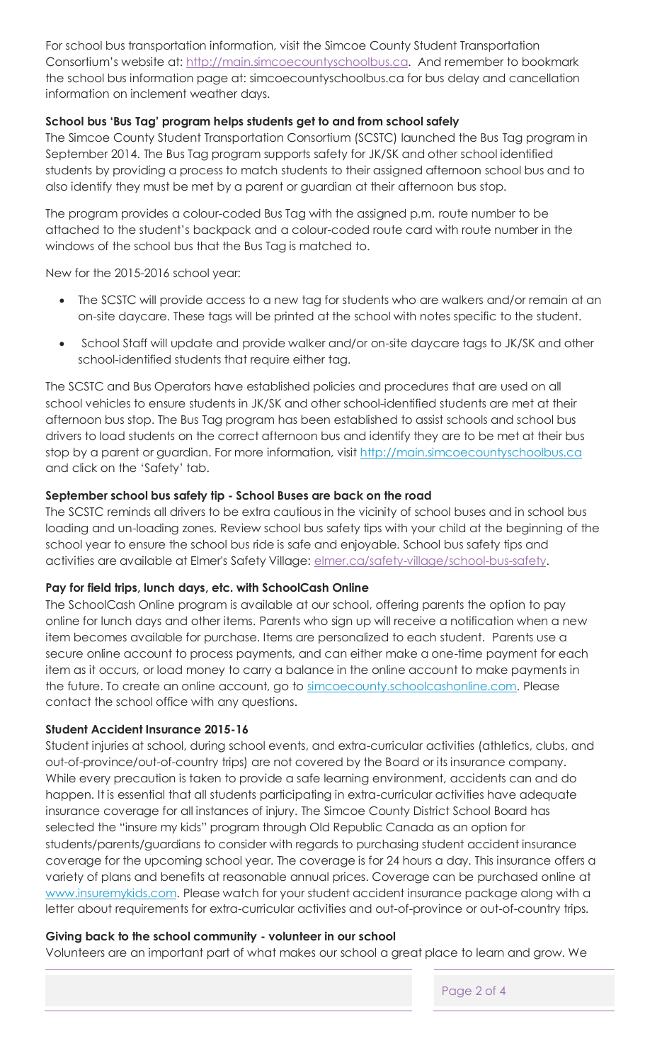For school bus transportation information, visit the Simcoe County Student Transportation Consortium's website at: http://main.simcoecountyschoolbus.ca. And remember to bookmark the school bus information page at: simcoecountyschoolbus.ca for bus delay and cancellation information on inclement weather days.

**School bus 'Bus Tag' program helps students get to and from school safely**

The Simcoe County Student Transportation Consortium (SCSTC) launched the Bus Tag program in September 2014. The Bus Tag program supports safety for JK/SK and other school identified students by providing a process to match students to their assigned afternoon school bus and to also identify they must be met by a parent or guardian at their afternoon bus stop.

The program provides a colour-coded Bus Tag with the assigned p.m. route number to be attached to the student's backpack and a colour-coded route card with route number in the windows of the school bus that the Bus Tag is matched to.

New for the 2015-2016 school year:

- The SCSTC will provide access to a new tag for students who are walkers and/or remain at an on-site daycare. These tags will be printed at the school with notes specific to the student.
- School Staff will update and provide walker and/or on-site daycare tags to JK/SK and other school-identified students that require either tag.

The SCSTC and Bus Operators have established policies and procedures that are used on all school vehicles to ensure students in JK/SK and other school-identified students are met at their afternoon bus stop. The Bus Tag program has been established to assist schools and school bus drivers to load students on the correct afternoon bus and identify they are to be met at their bus stop by a parent or guardian. For more information, visit http://main.simcoecountyschoolbus.ca and click on the 'Safety' tab.

**September school bus safety tip - School Buses are back on the road**

The SCSTC reminds all drivers to be extra cautious in the vicinity of school buses and in school bus loading and un-loading zones. Review school bus safety tips with your child at the beginning of the school year to ensure the school bus ride is safe and enjoyable. School bus safety tips and activities are available at Elmer's Safety Village: elmer.ca/safety-village/school-bus-safety.

**Pay for field trips, lunch days, etc. with SchoolCash Online**

The SchoolCash Online program is available at our school, offering parents the option to pay online for lunch days and other items. Parents who sign up will receive a notification when a new item becomes available for purchase. Items are personalized to each student. Parents use a secure online account to process payments, and can either make a one-time payment for each item as it occurs, or load money to carry a balance in the online account to make payments in the future. To create an online account, go to simcoecounty.schoolcashonline.com. Please contact the school office with any questions.

**Student Accident Insurance 2015-16**

Student injuries at school, during school events, and extra-curricular activities (athletics, clubs, and out-of-province/out-of-country trips) are not covered by the Board or its insurance company. While every precaution is taken to provide a safe learning environment, accidents can and do happen. It is essential that all students participating in extra-curricular activities have adequate insurance coverage for all instances of injury. The Simcoe County District School Board has selected the "insure my kids" program through Old Republic Canada as an option for students/parents/guardians to consider with regards to purchasing student accident insurance coverage for the upcoming school year. The coverage is for 24 hours a day. This insurance offers a variety of plans and benefits at reasonable annual prices. Coverage can be purchased online at www.insuremykids.com. Please watch for your student accident insurance package along with a letter about requirements for extra-curricular activities and out-of-province or out-of-country trips.

**Giving back to the school community - volunteer in our school**

Volunteers are an important part of what makes our school a great place to learn and grow. We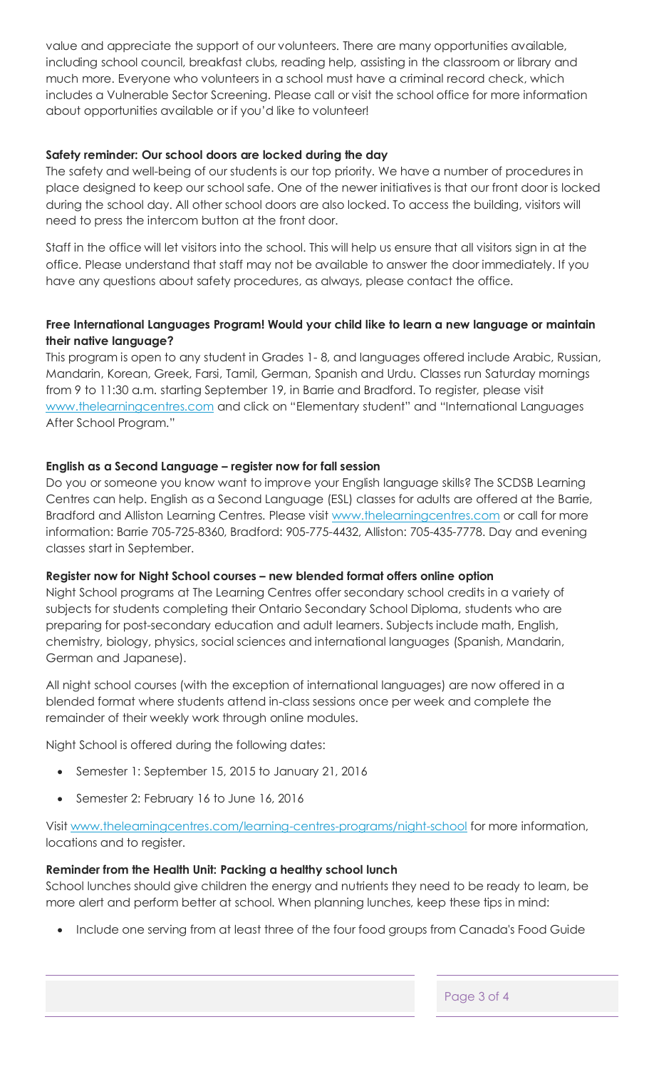value and appreciate the support of our volunteers. There are many opportunities available, including school council, breakfast clubs, reading help, assisting in the classroom or library and much more. Everyone who volunteers in a school must have a criminal record check, which includes a Vulnerable Sector Screening. Please call or visit the school office for more information about opportunities available or if you'd like to volunteer!

**Safety reminder: Our school doors are locked during the day**

The safety and well-being of our students is our top priority. We have a number of procedures in place designed to keep our school safe. One of the newer initiatives is that our front door is locked during the school day. All other school doors are also locked. To access the building, visitors will need to press the intercom button at the front door.

Staff in the office will let visitors into the school. This will help us ensure that all visitors sign in at the office. Please understand that staff may not be available to answer the door immediately. If you have any questions about safety procedures, as always, please contact the office.

**Free International Languages Program! Would your child like to learn a new language or maintain their native language?**

This program is open to any student in Grades 1- 8, and languages offered include Arabic, Russian, Mandarin, Korean, Greek, Farsi, Tamil, German, Spanish and Urdu. Classes run Saturday mornings from 9 to 11:30 a.m. starting September 19, in Barrie and Bradford. To register, please visit www.thelearningcentres.com and click on "Elementary student" and "International Languages After School Program."

**English as a Second Language – register now for fall session**

Do you or someone you know want to improve your English language skills? The SCDSB Learning Centres can help. English as a Second Language (ESL) classes for adults are offered at the Barrie, Bradford and Alliston Learning Centres. Please visit www.thelearningcentres.com or call for more information: Barrie 705-725-8360, Bradford: 905-775-4432, Alliston: 705-435-7778. Day and evening classes start in September.

**Register now for Night School courses – new blended format offers online option**

Night School programs at The Learning Centres offer secondary school credits in a variety of subjects for students completing their Ontario Secondary School Diploma, students who are preparing for post-secondary education and adult learners. Subjects include math, English, chemistry, biology, physics, social sciences and international languages (Spanish, Mandarin, German and Japanese).

All night school courses (with the exception of international languages) are now offered in a blended format where students attend in-class sessions once per week and complete the remainder of their weekly work through online modules.

Night School is offered during the following dates:

- Semester 1: September 15, 2015 to January 21, 2016
- Semester 2: February 16 to June 16, 2016

Visit www.thelearningcentres.com/learning-centres-programs/night-school for more information, locations and to register.

**Reminder from the Health Unit: Packing a healthy school lunch**

School lunches should give children the energy and nutrients they need to be ready to learn, be more alert and perform better at school. When planning lunches, keep these tips in mind:

- Include one serving from at least three of the four food groups from Canada's Food Guide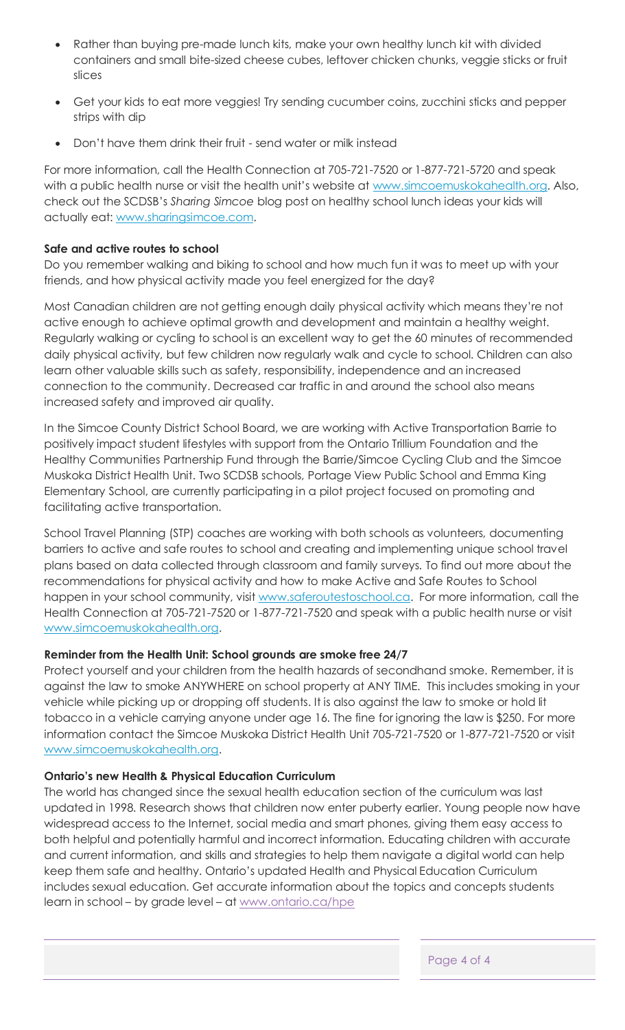- Rather than buying pre-made lunch kits, make your own healthy lunch kit with divided containers and small bite-sized cheese cubes, leftover chicken chunks, veggie sticks or fruit slices
- Get your kids to eat more veggies! Try sending cucumber coins, zucchini sticks and pepper strips with dip
- Don't have them drink their fruit - send water or milk instead

For more information, call the Health Connection at 705-721-7520 or 1-877-721-5720 and speak with a public health nurse or visit the health unit's website at www.simcoemuskokahealth.org. Also, check out the SCDSB's *Sharing Simcoe* blog post on healthy school lunch ideas your kids will actually eat: www.sharingsimcoe.com.

**Safe and active routes to school**

Do you remember walking and biking to school and how much fun it was to meet up with your friends, and how physical activity made you feel energized for the day?

Most Canadian children are not getting enough daily physical activity which means they're not active enough to achieve optimal growth and development and maintain a healthy weight. Regularly walking or cycling to school is an excellent way to get the 60 minutes of recommended daily physical activity, but few children now regularly walk and cycle to school. Children can also learn other valuable skills such as safety, responsibility, independence and an increased connection to the community. Decreased car traffic in and around the school also means increased safety and improved air quality.

In the Simcoe County District School Board, we are working with Active Transportation Barrie to positively impact student lifestyles with support from the Ontario Trillium Foundation and the Healthy Communities Partnership Fund through the Barrie/Simcoe Cycling Club and the Simcoe Muskoka District Health Unit. Two SCDSB schools, Portage View Public School and Emma King Elementary School, are currently participating in a pilot project focused on promoting and facilitating active transportation.

School Travel Planning (STP) coaches are working with both schools as volunteers, documenting barriers to active and safe routes to school and creating and implementing unique school travel plans based on data collected through classroom and family surveys. To find out more about the recommendations for physical activity and how to make Active and Safe Routes to School happen in your school community, visit www.saferoutestoschool.ca. For more information, call the Health Connection at 705-721-7520 or 1-877-721-7520 and speak with a public health nurse or visit www.simcoemuskokahealth.org.

**Reminder from the Health Unit: School grounds are smoke free 24/7**

Protect yourself and your children from the health hazards of secondhand smoke. Remember, it is against the law to smoke ANYWHERE on school property at ANY TIME. This includes smoking in your vehicle while picking up or dropping off students. It is also against the law to smoke or hold lit tobacco in a vehicle carrying anyone under age 16. The fine for ignoring the law is $250. For more information contact the Simcoe Muskoka District Health Unit 705-721-7520 or 1-877-721-7520 or visit www.simcoemuskokahealth.org.

**Ontario's new Health & Physical Education Curriculum**

The world has changed since the sexual health education section of the curriculum was last updated in 1998. Research shows that children now enter puberty earlier. Young people now have widespread access to the Internet, social media and smart phones, giving them easy access to both helpful and potentially harmful and incorrect information. Educating children with accurate and current information, and skills and strategies to help them navigate a digital world can help keep them safe and healthy. Ontario's updated Health and Physical Education Curriculum includes sexual education. Get accurate information about the topics and concepts students learn in school – by grade level – at www.ontario.ca/hpe